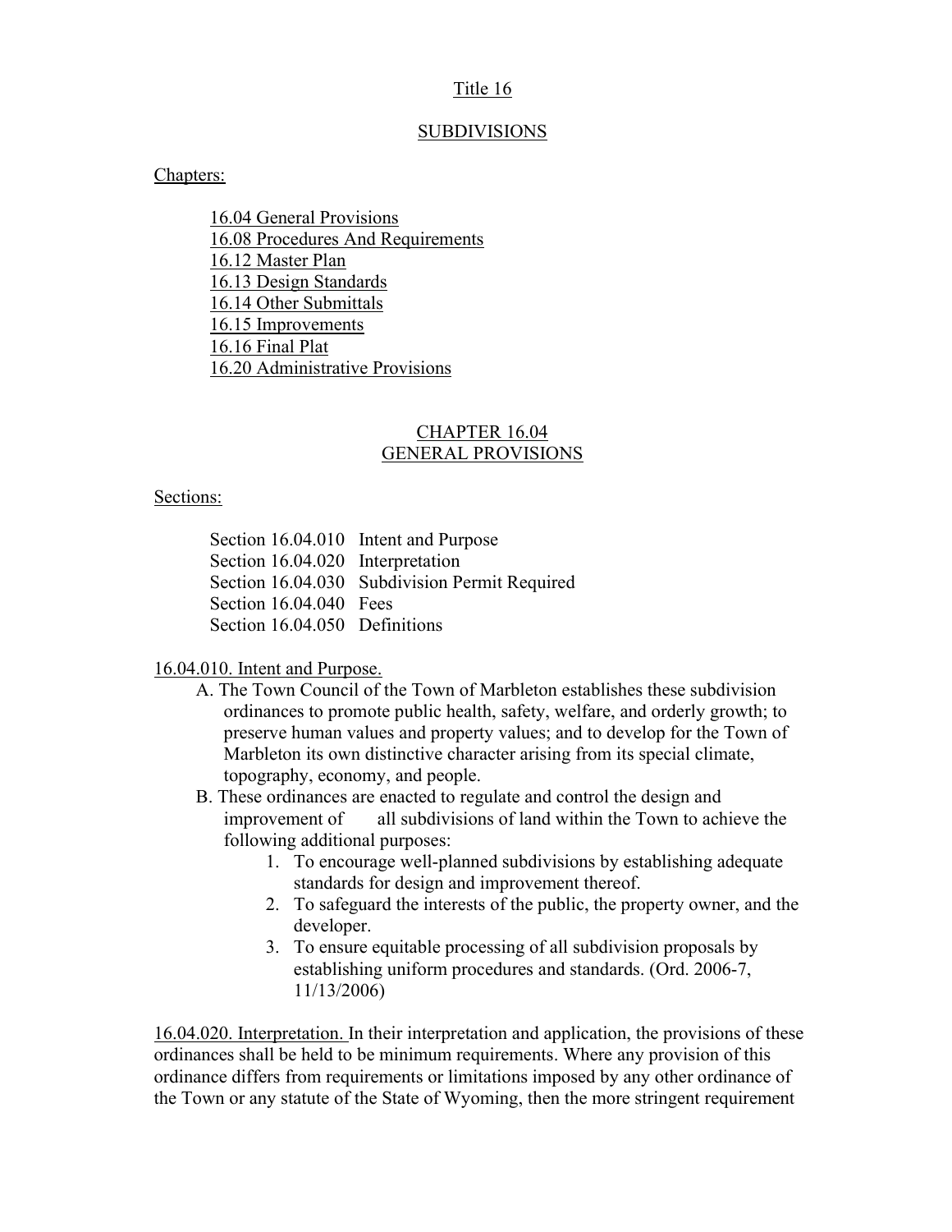# Title 16

## SUBDIVISIONS

Chapters:

- 16.04 General Provisions
- 16.08 Procedures And Requirements
- 16.12 Master Plan
- 16.13 Design Standards
- 16.14 Other Submittals
- 16.15 Improvements
- 16.16 Final Plat
- 16.20 Administrative Provisions

## CHAPTER 16.04
## GENERAL PROVISIONS

Sections:

| | |
|---|---|
| Section 16.04.010 | Intent and Purpose |
| Section 16.04.020 | Interpretation |
| Section 16.04.030 | Subdivision Permit Required |
| Section 16.04.040 | Fees |
| Section 16.04.050 | Definitions |

16.04.010. Intent and Purpose.

A. The Town Council of the Town of Marbleton establishes these subdivision ordinances to promote public health, safety, welfare, and orderly growth; to preserve human values and property values; and to develop for the Town of Marbleton its own distinctive character arising from its special climate, topography, economy, and people.

B. These ordinances are enacted to regulate and control the design and improvement of all subdivisions of land within the Town to achieve the following additional purposes:

1. To encourage well-planned subdivisions by establishing adequate standards for design and improvement thereof.
2. To safeguard the interests of the public, the property owner, and the developer.
3. To ensure equitable processing of all subdivision proposals by establishing uniform procedures and standards. (Ord. 2006-7, 11/13/2006)

16.04.020. Interpretation. In their interpretation and application, the provisions of these ordinances shall be held to be minimum requirements. Where any provision of this ordinance differs from requirements or limitations imposed by any other ordinance of the Town or any statute of the State of Wyoming, then the more stringent requirement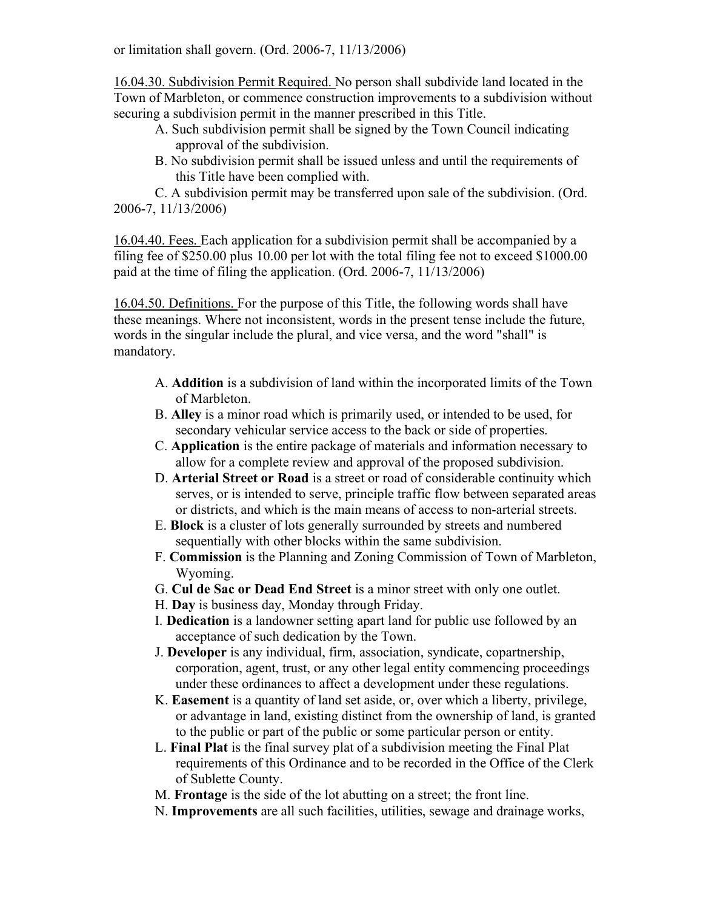or limitation shall govern. (Ord. 2006-7, 11/13/2006)

16.04.30. Subdivision Permit Required. No person shall subdivide land located in the Town of Marbleton, or commence construction improvements to a subdivision without securing a subdivision permit in the manner prescribed in this Title.

A. Such subdivision permit shall be signed by the Town Council indicating approval of the subdivision.

B. No subdivision permit shall be issued unless and until the requirements of this Title have been complied with.

C. A subdivision permit may be transferred upon sale of the subdivision. (Ord. 2006-7, 11/13/2006)

16.04.40. Fees. Each application for a subdivision permit shall be accompanied by a filing fee of $250.00 plus 10.00 per lot with the total filing fee not to exceed $1000.00 paid at the time of filing the application. (Ord. 2006-7, 11/13/2006)

16.04.50. Definitions. For the purpose of this Title, the following words shall have these meanings. Where not inconsistent, words in the present tense include the future, words in the singular include the plural, and vice versa, and the word "shall" is mandatory.

A. **Addition** is a subdivision of land within the incorporated limits of the Town of Marbleton.

B. **Alley** is a minor road which is primarily used, or intended to be used, for secondary vehicular service access to the back or side of properties.

C. **Application** is the entire package of materials and information necessary to allow for a complete review and approval of the proposed subdivision.

D. **Arterial Street or Road** is a street or road of considerable continuity which serves, or is intended to serve, principle traffic flow between separated areas or districts, and which is the main means of access to non-arterial streets.

E. **Block** is a cluster of lots generally surrounded by streets and numbered sequentially with other blocks within the same subdivision.

F. **Commission** is the Planning and Zoning Commission of Town of Marbleton, Wyoming.

G. **Cul de Sac or Dead End Street** is a minor street with only one outlet.

H. **Day** is business day, Monday through Friday.

I. **Dedication** is a landowner setting apart land for public use followed by an acceptance of such dedication by the Town.

J. **Developer** is any individual, firm, association, syndicate, copartnership, corporation, agent, trust, or any other legal entity commencing proceedings under these ordinances to affect a development under these regulations.

K. **Easement** is a quantity of land set aside, or, over which a liberty, privilege, or advantage in land, existing distinct from the ownership of land, is granted to the public or part of the public or some particular person or entity.

L. **Final Plat** is the final survey plat of a subdivision meeting the Final Plat requirements of this Ordinance and to be recorded in the Office of the Clerk of Sublette County.

M. **Frontage** is the side of the lot abutting on a street; the front line.

N. **Improvements** are all such facilities, utilities, sewage and drainage works,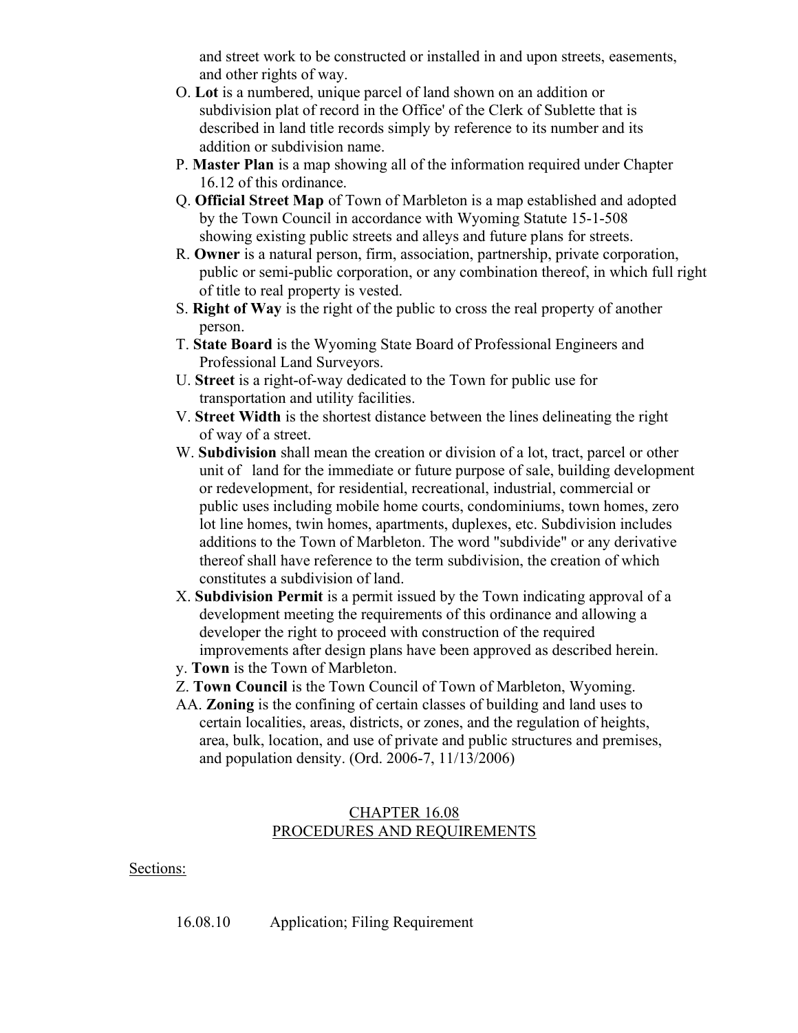and street work to be constructed or installed in and upon streets, easements, and other rights of way.

O. **Lot** is a numbered, unique parcel of land shown on an addition or subdivision plat of record in the Office' of the Clerk of Sublette that is described in land title records simply by reference to its number and its addition or subdivision name.

P. **Master Plan** is a map showing all of the information required under Chapter 16.12 of this ordinance.

Q. **Official Street Map** of Town of Marbleton is a map established and adopted by the Town Council in accordance with Wyoming Statute 15-1-508 showing existing public streets and alleys and future plans for streets.

R. **Owner** is a natural person, firm, association, partnership, private corporation, public or semi-public corporation, or any combination thereof, in which full right of title to real property is vested.

S. **Right of Way** is the right of the public to cross the real property of another person.

T. **State Board** is the Wyoming State Board of Professional Engineers and Professional Land Surveyors.

U. **Street** is a right-of-way dedicated to the Town for public use for transportation and utility facilities.

V. **Street Width** is the shortest distance between the lines delineating the right of way of a street.

W. **Subdivision** shall mean the creation or division of a lot, tract, parcel or other unit of land for the immediate or future purpose of sale, building development or redevelopment, for residential, recreational, industrial, commercial or public uses including mobile home courts, condominiums, town homes, zero lot line homes, twin homes, apartments, duplexes, etc. Subdivision includes additions to the Town of Marbleton. The word "subdivide" or any derivative thereof shall have reference to the term subdivision, the creation of which constitutes a subdivision of land.

X. **Subdivision Permit** is a permit issued by the Town indicating approval of a development meeting the requirements of this ordinance and allowing a developer the right to proceed with construction of the required improvements after design plans have been approved as described herein.

y. **Town** is the Town of Marbleton.

Z. **Town Council** is the Town Council of Town of Marbleton, Wyoming.

AA. **Zoning** is the confining of certain classes of building and land uses to certain localities, areas, districts, or zones, and the regulation of heights, area, bulk, location, and use of private and public structures and premises, and population density. (Ord. 2006-7, 11/13/2006)

## CHAPTER 16.08
## PROCEDURES AND REQUIREMENTS

Sections:

16.08.10 Application; Filing Requirement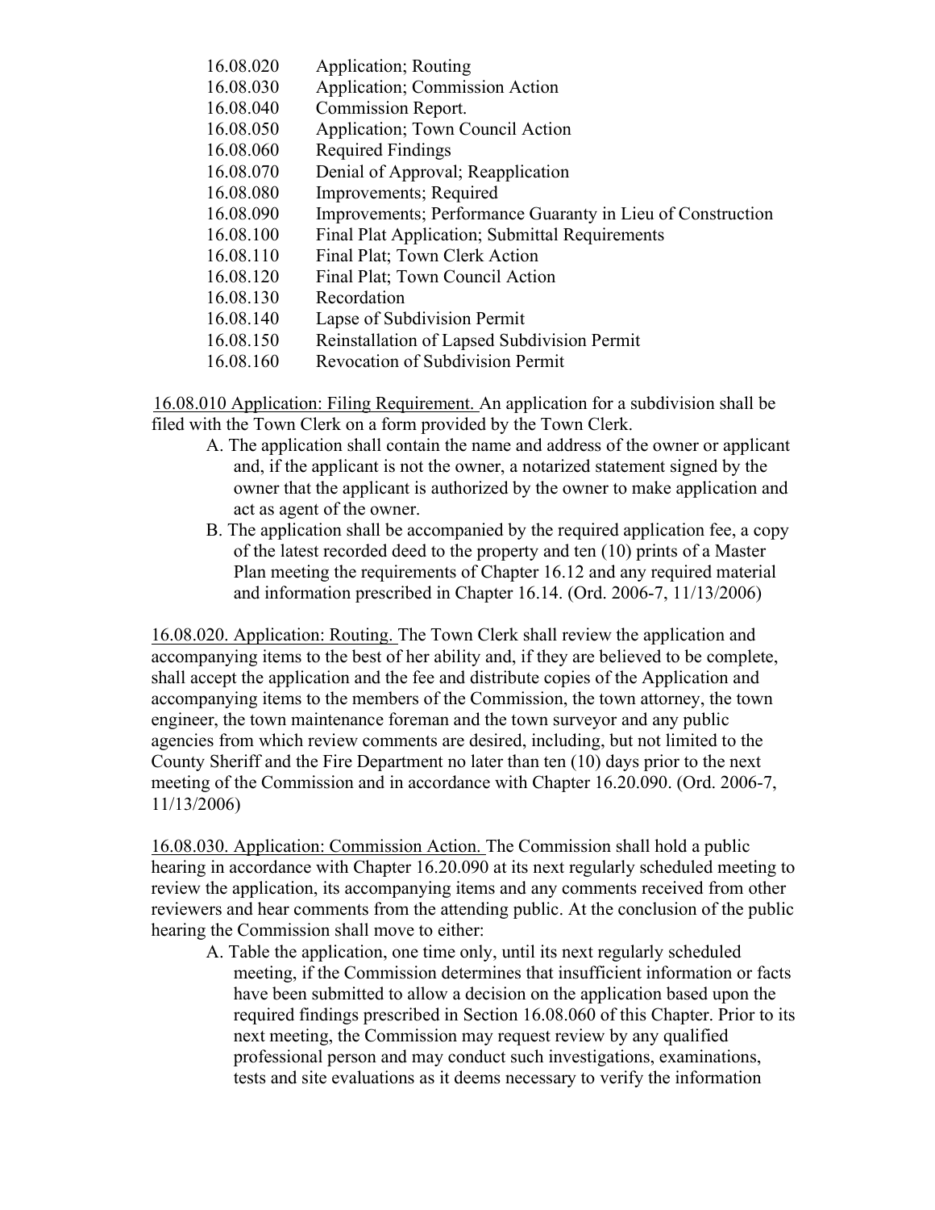| | |
|---|---|
| 16.08.020 | Application; Routing |
| 16.08.030 | Application; Commission Action |
| 16.08.040 | Commission Report. |
| 16.08.050 | Application; Town Council Action |
| 16.08.060 | Required Findings |
| 16.08.070 | Denial of Approval; Reapplication |
| 16.08.080 | Improvements; Required |
| 16.08.090 | Improvements; Performance Guaranty in Lieu of Construction |
| 16.08.100 | Final Plat Application; Submittal Requirements |
| 16.08.110 | Final Plat; Town Clerk Action |
| 16.08.120 | Final Plat; Town Council Action |
| 16.08.130 | Recordation |
| 16.08.140 | Lapse of Subdivision Permit |
| 16.08.150 | Reinstallation of Lapsed Subdivision Permit |
| 16.08.160 | Revocation of Subdivision Permit |

16.08.010 Application: Filing Requirement. An application for a subdivision shall be filed with the Town Clerk on a form provided by the Town Clerk.

A. The application shall contain the name and address of the owner or applicant and, if the applicant is not the owner, a notarized statement signed by the owner that the applicant is authorized by the owner to make application and act as agent of the owner.

B. The application shall be accompanied by the required application fee, a copy of the latest recorded deed to the property and ten (10) prints of a Master Plan meeting the requirements of Chapter 16.12 and any required material and information prescribed in Chapter 16.14. (Ord. 2006-7, 11/13/2006)

16.08.020. Application: Routing. The Town Clerk shall review the application and accompanying items to the best of her ability and, if they are believed to be complete, shall accept the application and the fee and distribute copies of the Application and accompanying items to the members of the Commission, the town attorney, the town engineer, the town maintenance foreman and the town surveyor and any public agencies from which review comments are desired, including, but not limited to the County Sheriff and the Fire Department no later than ten (10) days prior to the next meeting of the Commission and in accordance with Chapter 16.20.090. (Ord. 2006-7, 11/13/2006)

16.08.030. Application: Commission Action. The Commission shall hold a public hearing in accordance with Chapter 16.20.090 at its next regularly scheduled meeting to review the application, its accompanying items and any comments received from other reviewers and hear comments from the attending public. At the conclusion of the public hearing the Commission shall move to either:

A. Table the application, one time only, until its next regularly scheduled meeting, if the Commission determines that insufficient information or facts have been submitted to allow a decision on the application based upon the required findings prescribed in Section 16.08.060 of this Chapter. Prior to its next meeting, the Commission may request review by any qualified professional person and may conduct such investigations, examinations, tests and site evaluations as it deems necessary to verify the information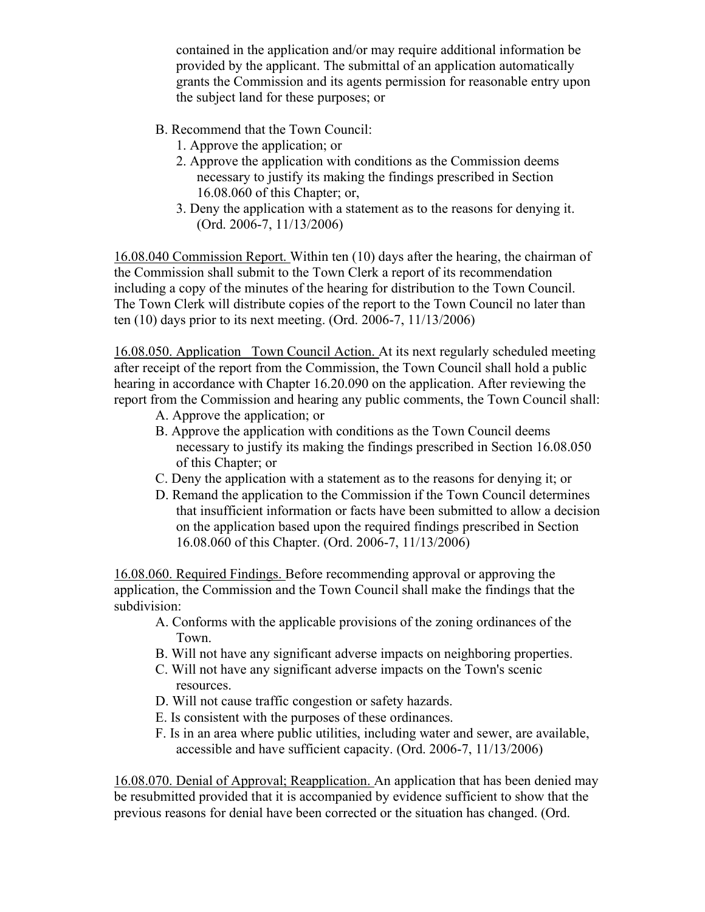contained in the application and/or may require additional information be provided by the applicant. The submittal of an application automatically grants the Commission and its agents permission for reasonable entry upon the subject land for these purposes; or

B. Recommend that the Town Council:
   1. Approve the application; or
   2. Approve the application with conditions as the Commission deems necessary to justify its making the findings prescribed in Section 16.08.060 of this Chapter; or,
   3. Deny the application with a statement as to the reasons for denying it. (Ord. 2006-7, 11/13/2006)

<u>16.08.040 Commission Report.</u> Within ten (10) days after the hearing, the chairman of the Commission shall submit to the Town Clerk a report of its recommendation including a copy of the minutes of the hearing for distribution to the Town Council. The Town Clerk will distribute copies of the report to the Town Council no later than ten (10) days prior to its next meeting. (Ord. 2006-7, 11/13/2006)

<u>16.08.050. Application Town Council Action.</u> At its next regularly scheduled meeting after receipt of the report from the Commission, the Town Council shall hold a public hearing in accordance with Chapter 16.20.090 on the application. After reviewing the report from the Commission and hearing any public comments, the Town Council shall:

A. Approve the application; or
B. Approve the application with conditions as the Town Council deems necessary to justify its making the findings prescribed in Section 16.08.050 of this Chapter; or
C. Deny the application with a statement as to the reasons for denying it; or
D. Remand the application to the Commission if the Town Council determines that insufficient information or facts have been submitted to allow a decision on the application based upon the required findings prescribed in Section 16.08.060 of this Chapter. (Ord. 2006-7, 11/13/2006)

<u>16.08.060. Required Findings.</u> Before recommending approval or approving the application, the Commission and the Town Council shall make the findings that the subdivision:

A. Conforms with the applicable provisions of the zoning ordinances of the Town.
B. Will not have any significant adverse impacts on neighboring properties.
C. Will not have any significant adverse impacts on the Town's scenic resources.
D. Will not cause traffic congestion or safety hazards.
E. Is consistent with the purposes of these ordinances.
F. Is in an area where public utilities, including water and sewer, are available, accessible and have sufficient capacity. (Ord. 2006-7, 11/13/2006)

<u>16.08.070. Denial of Approval; Reapplication.</u> An application that has been denied may be resubmitted provided that it is accompanied by evidence sufficient to show that the previous reasons for denial have been corrected or the situation has changed. (Ord.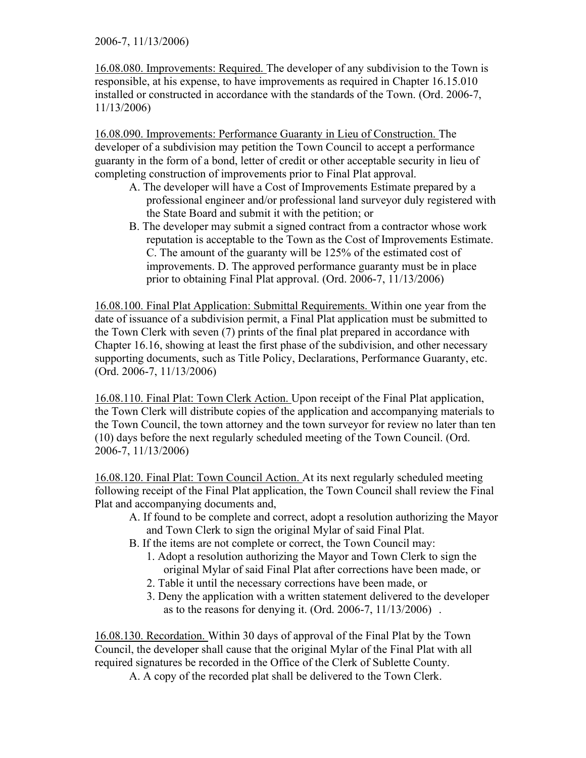2006-7, 11/13/2006)

<u>16.08.080. Improvements: Required.</u> The developer of any subdivision to the Town is responsible, at his expense, to have improvements as required in Chapter 16.15.010 installed or constructed in accordance with the standards of the Town. (Ord. 2006-7, 11/13/2006)

<u>16.08.090. Improvements: Performance Guaranty in Lieu of Construction.</u> The developer of a subdivision may petition the Town Council to accept a performance guaranty in the form of a bond, letter of credit or other acceptable security in lieu of completing construction of improvements prior to Final Plat approval.

- A. The developer will have a Cost of Improvements Estimate prepared by a professional engineer and/or professional land surveyor duly registered with the State Board and submit it with the petition; or
- B. The developer may submit a signed contract from a contractor whose work reputation is acceptable to the Town as the Cost of Improvements Estimate. C. The amount of the guaranty will be 125% of the estimated cost of improvements. D. The approved performance guaranty must be in place prior to obtaining Final Plat approval. (Ord. 2006-7, 11/13/2006)

<u>16.08.100. Final Plat Application: Submittal Requirements.</u> Within one year from the date of issuance of a subdivision permit, a Final Plat application must be submitted to the Town Clerk with seven (7) prints of the final plat prepared in accordance with Chapter 16.16, showing at least the first phase of the subdivision, and other necessary supporting documents, such as Title Policy, Declarations, Performance Guaranty, etc. (Ord. 2006-7, 11/13/2006)

<u>16.08.110. Final Plat: Town Clerk Action.</u> Upon receipt of the Final Plat application, the Town Clerk will distribute copies of the application and accompanying materials to the Town Council, the town attorney and the town surveyor for review no later than ten (10) days before the next regularly scheduled meeting of the Town Council. (Ord. 2006-7, 11/13/2006)

<u>16.08.120. Final Plat: Town Council Action.</u> At its next regularly scheduled meeting following receipt of the Final Plat application, the Town Council shall review the Final Plat and accompanying documents and,

- A. If found to be complete and correct, adopt a resolution authorizing the Mayor and Town Clerk to sign the original Mylar of said Final Plat.
- B. If the items are not complete or correct, the Town Council may:
  1. Adopt a resolution authorizing the Mayor and Town Clerk to sign the original Mylar of said Final Plat after corrections have been made, or
  2. Table it until the necessary corrections have been made, or
  3. Deny the application with a written statement delivered to the developer as to the reasons for denying it. (Ord. 2006-7, 11/13/2006) .

<u>16.08.130. Recordation.</u> Within 30 days of approval of the Final Plat by the Town Council, the developer shall cause that the original Mylar of the Final Plat with all required signatures be recorded in the Office of the Clerk of Sublette County.

- A. A copy of the recorded plat shall be delivered to the Town Clerk.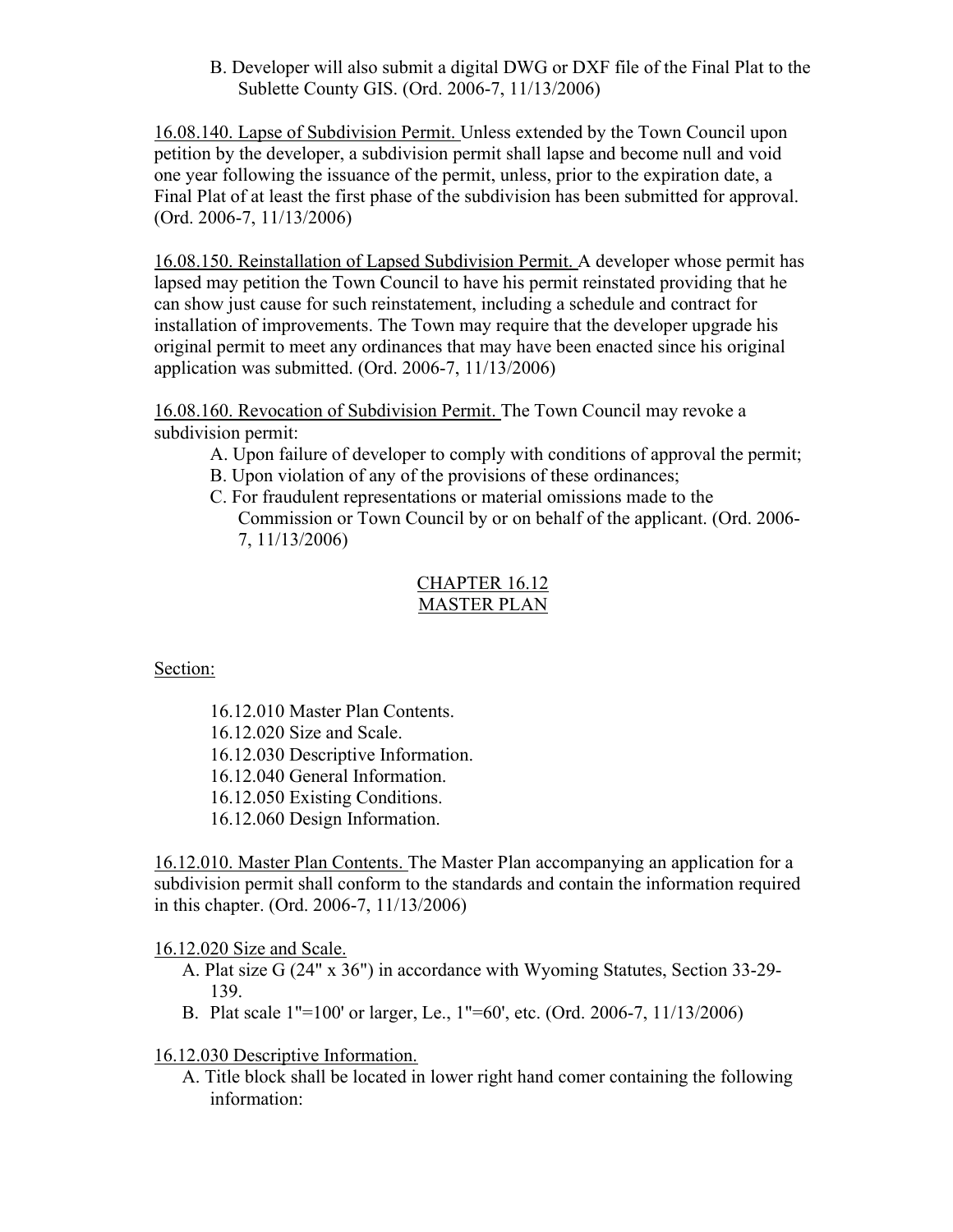B. Developer will also submit a digital DWG or DXF file of the Final Plat to the Sublette County GIS. (Ord. 2006-7, 11/13/2006)

16.08.140. Lapse of Subdivision Permit. Unless extended by the Town Council upon petition by the developer, a subdivision permit shall lapse and become null and void one year following the issuance of the permit, unless, prior to the expiration date, a Final Plat of at least the first phase of the subdivision has been submitted for approval. (Ord. 2006-7, 11/13/2006)

16.08.150. Reinstallation of Lapsed Subdivision Permit. A developer whose permit has lapsed may petition the Town Council to have his permit reinstated providing that he can show just cause for such reinstatement, including a schedule and contract for installation of improvements. The Town may require that the developer upgrade his original permit to meet any ordinances that may have been enacted since his original application was submitted. (Ord. 2006-7, 11/13/2006)

16.08.160. Revocation of Subdivision Permit. The Town Council may revoke a subdivision permit:

A. Upon failure of developer to comply with conditions of approval the permit;
B. Upon violation of any of the provisions of these ordinances;
C. For fraudulent representations or material omissions made to the Commission or Town Council by or on behalf of the applicant. (Ord. 2006-7, 11/13/2006)

## CHAPTER 16.12
## MASTER PLAN

Section:

16.12.010 Master Plan Contents.
16.12.020 Size and Scale.
16.12.030 Descriptive Information.
16.12.040 General Information.
16.12.050 Existing Conditions.
16.12.060 Design Information.

16.12.010. Master Plan Contents. The Master Plan accompanying an application for a subdivision permit shall conform to the standards and contain the information required in this chapter. (Ord. 2006-7, 11/13/2006)

16.12.020 Size and Scale.

A. Plat size G (24" x 36") in accordance with Wyoming Statutes, Section 33-29-139.
B. Plat scale 1"=100' or larger, Le., 1"=60', etc. (Ord. 2006-7, 11/13/2006)

16.12.030 Descriptive Information.

A. Title block shall be located in lower right hand comer containing the following information: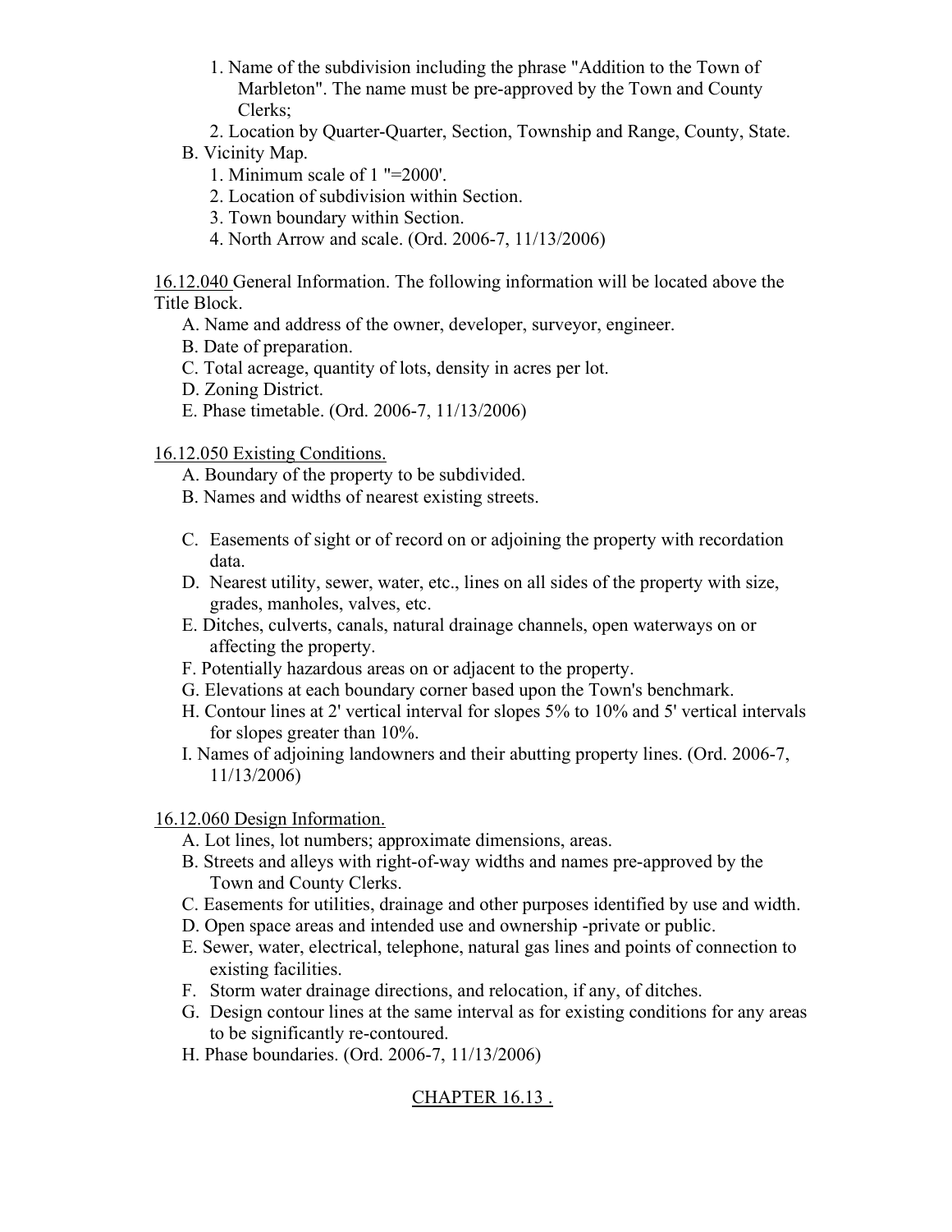1. Name of the subdivision including the phrase "Addition to the Town of Marbleton". The name must be pre-approved by the Town and County Clerks;
2. Location by Quarter-Quarter, Section, Township and Range, County, State.

B. Vicinity Map.

1. Minimum scale of 1 "=2000'.
2. Location of subdivision within Section.
3. Town boundary within Section.
4. North Arrow and scale. (Ord. 2006-7, 11/13/2006)

16.12.040 General Information. The following information will be located above the Title Block.

A. Name and address of the owner, developer, surveyor, engineer.
B. Date of preparation.
C. Total acreage, quantity of lots, density in acres per lot.
D. Zoning District.
E. Phase timetable. (Ord. 2006-7, 11/13/2006)

16.12.050 Existing Conditions.

A. Boundary of the property to be subdivided.
B. Names and widths of nearest existing streets.
C. Easements of sight or of record on or adjoining the property with recordation data.
D. Nearest utility, sewer, water, etc., lines on all sides of the property with size, grades, manholes, valves, etc.
E. Ditches, culverts, canals, natural drainage channels, open waterways on or affecting the property.
F. Potentially hazardous areas on or adjacent to the property.
G. Elevations at each boundary corner based upon the Town's benchmark.
H. Contour lines at 2' vertical interval for slopes 5% to 10% and 5' vertical intervals for slopes greater than 10%.
I. Names of adjoining landowners and their abutting property lines. (Ord. 2006-7, 11/13/2006)

16.12.060 Design Information.

A. Lot lines, lot numbers; approximate dimensions, areas.
B. Streets and alleys with right-of-way widths and names pre-approved by the Town and County Clerks.
C. Easements for utilities, drainage and other purposes identified by use and width.
D. Open space areas and intended use and ownership -private or public.
E. Sewer, water, electrical, telephone, natural gas lines and points of connection to existing facilities.
F. Storm water drainage directions, and relocation, if any, of ditches.
G. Design contour lines at the same interval as for existing conditions for any areas to be significantly re-contoured.
H. Phase boundaries. (Ord. 2006-7, 11/13/2006)

## CHAPTER 16.13 .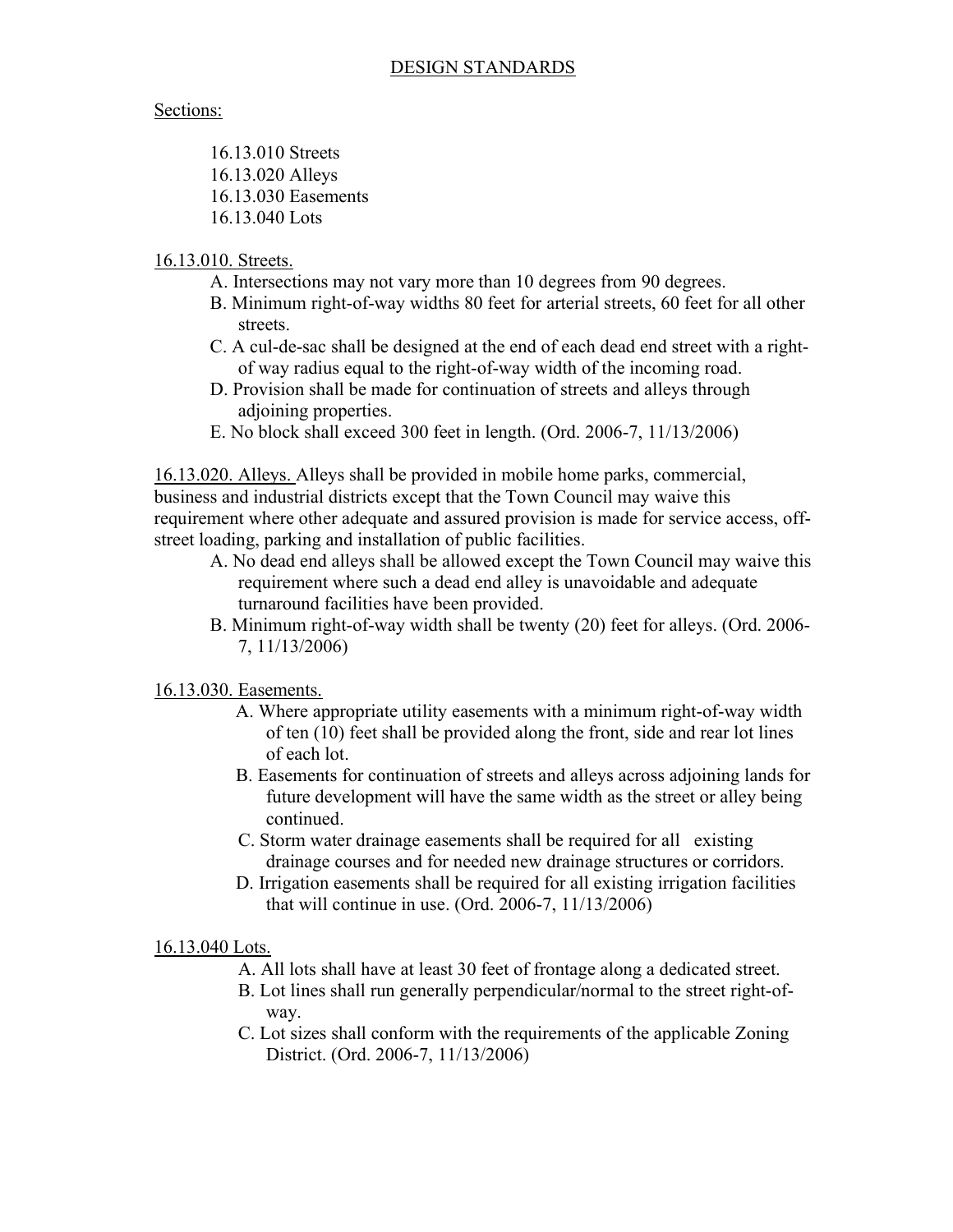# DESIGN STANDARDS

Sections:

- 16.13.010 Streets
- 16.13.020 Alleys
- 16.13.030 Easements
- 16.13.040 Lots

## 16.13.010. Streets.

A. Intersections may not vary more than 10 degrees from 90 degrees.

B. Minimum right-of-way widths 80 feet for arterial streets, 60 feet for all other streets.

C. A cul-de-sac shall be designed at the end of each dead end street with a right-of way radius equal to the right-of-way width of the incoming road.

D. Provision shall be made for continuation of streets and alleys through adjoining properties.

E. No block shall exceed 300 feet in length. (Ord. 2006-7, 11/13/2006)

## 16.13.020. Alleys.

Alleys shall be provided in mobile home parks, commercial, business and industrial districts except that the Town Council may waive this requirement where other adequate and assured provision is made for service access, off-street loading, parking and installation of public facilities.

A. No dead end alleys shall be allowed except the Town Council may waive this requirement where such a dead end alley is unavoidable and adequate turnaround facilities have been provided.

B. Minimum right-of-way width shall be twenty (20) feet for alleys. (Ord. 2006-7, 11/13/2006)

## 16.13.030. Easements.

A. Where appropriate utility easements with a minimum right-of-way width of ten (10) feet shall be provided along the front, side and rear lot lines of each lot.

B. Easements for continuation of streets and alleys across adjoining lands for future development will have the same width as the street or alley being continued.

C. Storm water drainage easements shall be required for all existing drainage courses and for needed new drainage structures or corridors.

D. Irrigation easements shall be required for all existing irrigation facilities that will continue in use. (Ord. 2006-7, 11/13/2006)

## 16.13.040 Lots.

A. All lots shall have at least 30 feet of frontage along a dedicated street.

B. Lot lines shall run generally perpendicular/normal to the street right-of-way.

C. Lot sizes shall conform with the requirements of the applicable Zoning District. (Ord. 2006-7, 11/13/2006)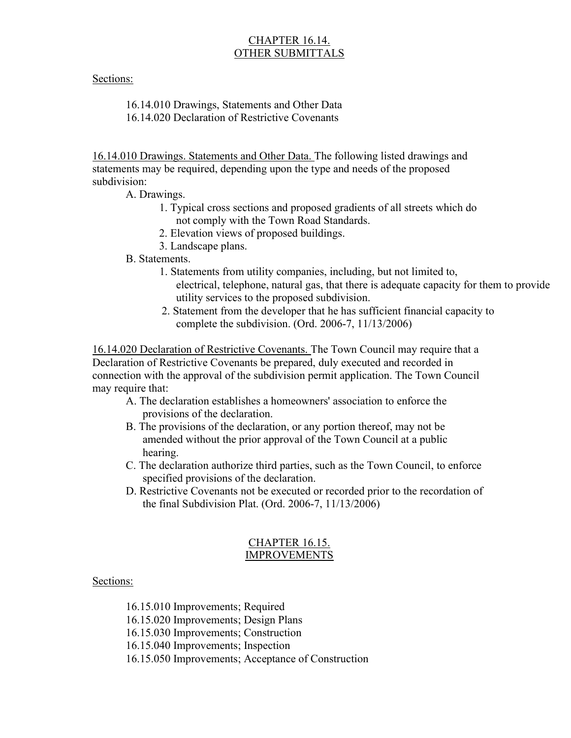## CHAPTER 16.14.
## OTHER SUBMITTALS

Sections:

16.14.010 Drawings, Statements and Other Data
16.14.020 Declaration of Restrictive Covenants

16.14.010 Drawings. Statements and Other Data. The following listed drawings and statements may be required, depending upon the type and needs of the proposed subdivision:

A. Drawings.
   1. Typical cross sections and proposed gradients of all streets which do not comply with the Town Road Standards.
   2. Elevation views of proposed buildings.
   3. Landscape plans.

B. Statements.
   1. Statements from utility companies, including, but not limited to, electrical, telephone, natural gas, that there is adequate capacity for them to provide utility services to the proposed subdivision.
   2. Statement from the developer that he has sufficient financial capacity to complete the subdivision. (Ord. 2006-7, 11/13/2006)

16.14.020 Declaration of Restrictive Covenants. The Town Council may require that a Declaration of Restrictive Covenants be prepared, duly executed and recorded in connection with the approval of the subdivision permit application. The Town Council may require that:

A. The declaration establishes a homeowners' association to enforce the provisions of the declaration.
B. The provisions of the declaration, or any portion thereof, may not be amended without the prior approval of the Town Council at a public hearing.
C. The declaration authorize third parties, such as the Town Council, to enforce specified provisions of the declaration.
D. Restrictive Covenants not be executed or recorded prior to the recordation of the final Subdivision Plat. (Ord. 2006-7, 11/13/2006)

## CHAPTER 16.15.
## IMPROVEMENTS

Sections:

16.15.010 Improvements; Required
16.15.020 Improvements; Design Plans
16.15.030 Improvements; Construction
16.15.040 Improvements; Inspection
16.15.050 Improvements; Acceptance of Construction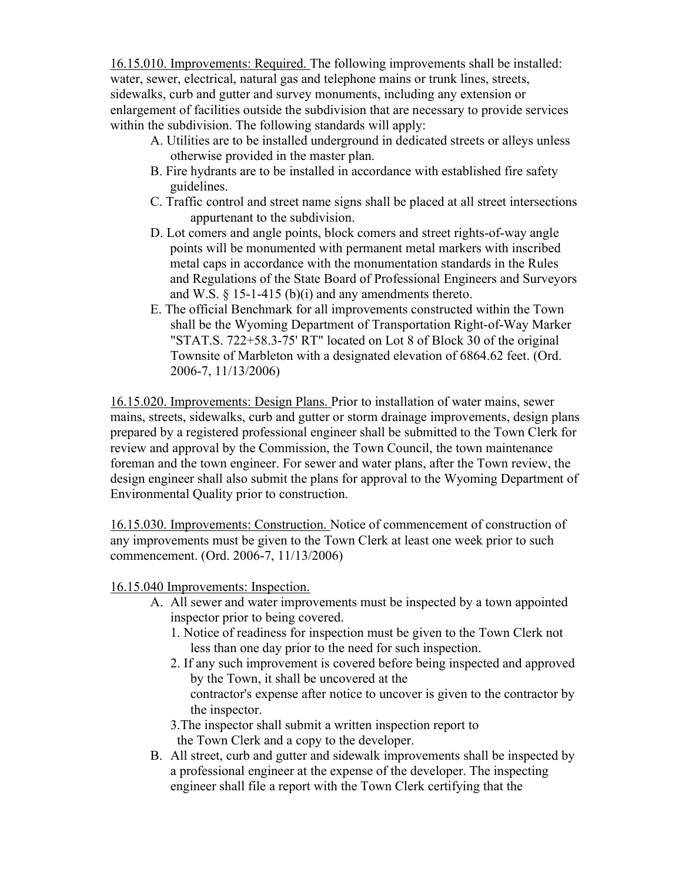<u>16.15.010. Improvements: Required.</u> The following improvements shall be installed: water, sewer, electrical, natural gas and telephone mains or trunk lines, streets, sidewalks, curb and gutter and survey monuments, including any extension or enlargement of facilities outside the subdivision that are necessary to provide services within the subdivision. The following standards will apply:

- A. Utilities are to be installed underground in dedicated streets or alleys unless otherwise provided in the master plan.
- B. Fire hydrants are to be installed in accordance with established fire safety guidelines.
- C. Traffic control and street name signs shall be placed at all street intersections appurtenant to the subdivision.
- D. Lot comers and angle points, block comers and street rights-of-way angle points will be monumented with permanent metal markers with inscribed metal caps in accordance with the monumentation standards in the Rules and Regulations of the State Board of Professional Engineers and Surveyors and W.S. § 15-1-415 (b)(i) and any amendments thereto.
- E. The official Benchmark for all improvements constructed within the Town shall be the Wyoming Department of Transportation Right-of-Way Marker "STAT.S. 722+58.3-75' RT" located on Lot 8 of Block 30 of the original Townsite of Marbleton with a designated elevation of 6864.62 feet. (Ord. 2006-7, 11/13/2006)

<u>16.15.020. Improvements: Design Plans.</u> Prior to installation of water mains, sewer mains, streets, sidewalks, curb and gutter or storm drainage improvements, design plans prepared by a registered professional engineer shall be submitted to the Town Clerk for review and approval by the Commission, the Town Council, the town maintenance foreman and the town engineer. For sewer and water plans, after the Town review, the design engineer shall also submit the plans for approval to the Wyoming Department of Environmental Quality prior to construction.

<u>16.15.030. Improvements: Construction.</u> Notice of commencement of construction of any improvements must be given to the Town Clerk at least one week prior to such commencement. (Ord. 2006-7, 11/13/2006)

<u>16.15.040 Improvements: Inspection.</u>

- A. All sewer and water improvements must be inspected by a town appointed inspector prior to being covered.
  1. Notice of readiness for inspection must be given to the Town Clerk not less than one day prior to the need for such inspection.
  2. If any such improvement is covered before being inspected and approved by the Town, it shall be uncovered at the contractor's expense after notice to uncover is given to the contractor by the inspector.
  3. The inspector shall submit a written inspection report to the Town Clerk and a copy to the developer.
- B. All street, curb and gutter and sidewalk improvements shall be inspected by a professional engineer at the expense of the developer. The inspecting engineer shall file a report with the Town Clerk certifying that the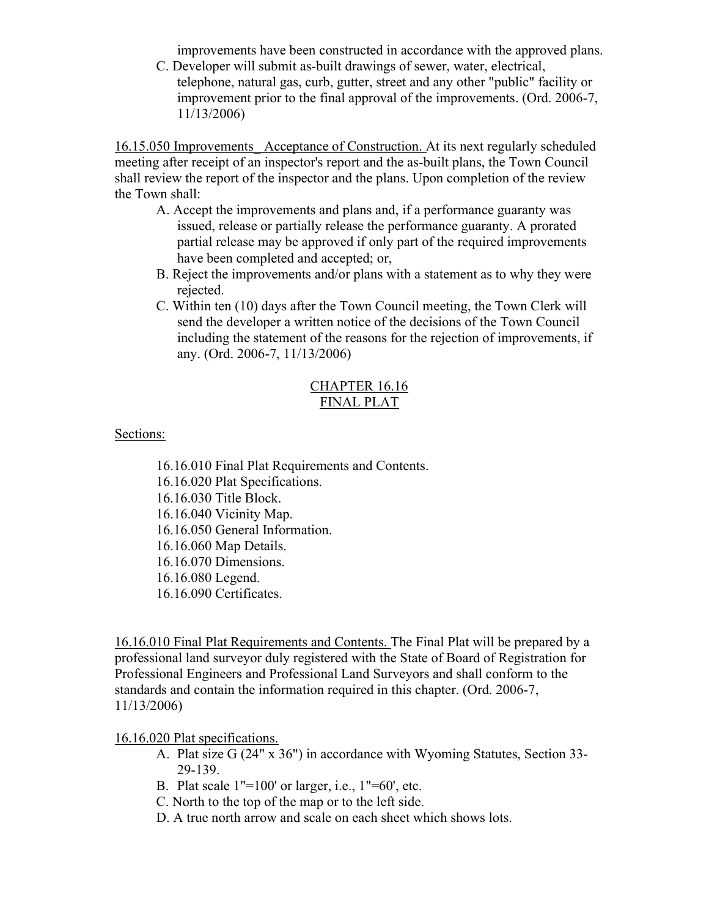improvements have been constructed in accordance with the approved plans.

C. Developer will submit as-built drawings of sewer, water, electrical, telephone, natural gas, curb, gutter, street and any other "public" facility or improvement prior to the final approval of the improvements. (Ord. 2006-7, 11/13/2006)

16.15.050 Improvements_ Acceptance of Construction. At its next regularly scheduled meeting after receipt of an inspector's report and the as-built plans, the Town Council shall review the report of the inspector and the plans. Upon completion of the review the Town shall:

A. Accept the improvements and plans and, if a performance guaranty was issued, release or partially release the performance guaranty. A prorated partial release may be approved if only part of the required improvements have been completed and accepted; or,

B. Reject the improvements and/or plans with a statement as to why they were rejected.

C. Within ten (10) days after the Town Council meeting, the Town Clerk will send the developer a written notice of the decisions of the Town Council including the statement of the reasons for the rejection of improvements, if any. (Ord. 2006-7, 11/13/2006)

## CHAPTER 16.16
## FINAL PLAT

Sections:

16.16.010 Final Plat Requirements and Contents.
16.16.020 Plat Specifications.
16.16.030 Title Block.
16.16.040 Vicinity Map.
16.16.050 General Information.
16.16.060 Map Details.
16.16.070 Dimensions.
16.16.080 Legend.
16.16.090 Certificates.

16.16.010 Final Plat Requirements and Contents. The Final Plat will be prepared by a professional land surveyor duly registered with the State of Board of Registration for Professional Engineers and Professional Land Surveyors and shall conform to the standards and contain the information required in this chapter. (Ord. 2006-7, 11/13/2006)

16.16.020 Plat specifications.

A. Plat size G (24" x 36") in accordance with Wyoming Statutes, Section 33-29-139.

B. Plat scale 1"=100' or larger, i.e., 1"=60', etc.

C. North to the top of the map or to the left side.

D. A true north arrow and scale on each sheet which shows lots.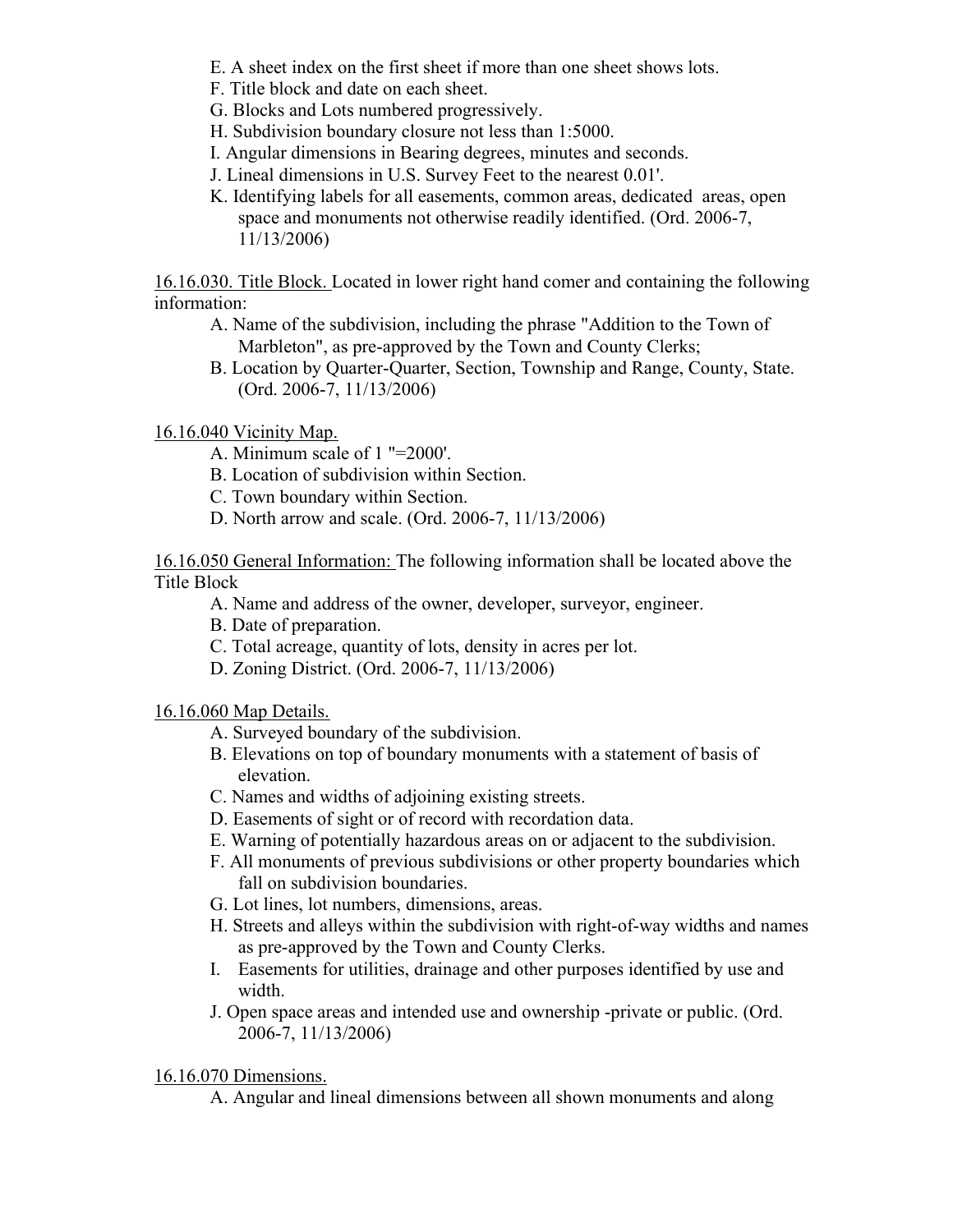E. A sheet index on the first sheet if more than one sheet shows lots.
F. Title block and date on each sheet.
G. Blocks and Lots numbered progressively.
H. Subdivision boundary closure not less than 1:5000.
I. Angular dimensions in Bearing degrees, minutes and seconds.
J. Lineal dimensions in U.S. Survey Feet to the nearest 0.01'.
K. Identifying labels for all easements, common areas, dedicated areas, open space and monuments not otherwise readily identified. (Ord. 2006-7, 11/13/2006)

<u>16.16.030. Title Block.</u> Located in lower right hand comer and containing the following information:

A. Name of the subdivision, including the phrase "Addition to the Town of Marbleton", as pre-approved by the Town and County Clerks;
B. Location by Quarter-Quarter, Section, Township and Range, County, State. (Ord. 2006-7, 11/13/2006)

<u>16.16.040 Vicinity Map.</u>

A. Minimum scale of 1 "=2000'.
B. Location of subdivision within Section.
C. Town boundary within Section.
D. North arrow and scale. (Ord. 2006-7, 11/13/2006)

<u>16.16.050 General Information:</u> The following information shall be located above the Title Block

A. Name and address of the owner, developer, surveyor, engineer.
B. Date of preparation.
C. Total acreage, quantity of lots, density in acres per lot.
D. Zoning District. (Ord. 2006-7, 11/13/2006)

<u>16.16.060 Map Details.</u>

A. Surveyed boundary of the subdivision.
B. Elevations on top of boundary monuments with a statement of basis of elevation.
C. Names and widths of adjoining existing streets.
D. Easements of sight or of record with recordation data.
E. Warning of potentially hazardous areas on or adjacent to the subdivision.
F. All monuments of previous subdivisions or other property boundaries which fall on subdivision boundaries.
G. Lot lines, lot numbers, dimensions, areas.
H. Streets and alleys within the subdivision with right-of-way widths and names as pre-approved by the Town and County Clerks.
I. Easements for utilities, drainage and other purposes identified by use and width.
J. Open space areas and intended use and ownership -private or public. (Ord. 2006-7, 11/13/2006)

<u>16.16.070 Dimensions.</u>

A. Angular and lineal dimensions between all shown monuments and along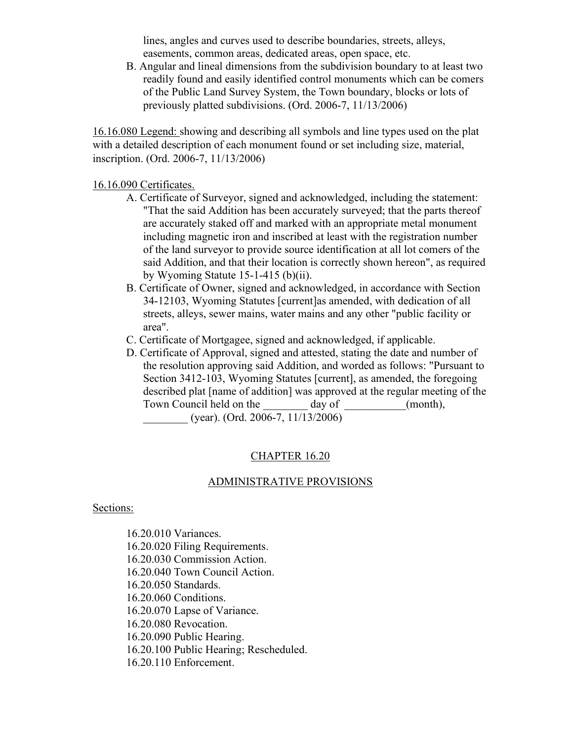lines, angles and curves used to describe boundaries, streets, alleys, easements, common areas, dedicated areas, open space, etc.

B. Angular and lineal dimensions from the subdivision boundary to at least two readily found and easily identified control monuments which can be comers of the Public Land Survey System, the Town boundary, blocks or lots of previously platted subdivisions. (Ord. 2006-7, 11/13/2006)

<u>16.16.080 Legend:</u> showing and describing all symbols and line types used on the plat with a detailed description of each monument found or set including size, material, inscription. (Ord. 2006-7, 11/13/2006)

<u>16.16.090 Certificates.</u>

A. Certificate of Surveyor, signed and acknowledged, including the statement: "That the said Addition has been accurately surveyed; that the parts thereof are accurately staked off and marked with an appropriate metal monument including magnetic iron and inscribed at least with the registration number of the land surveyor to provide source identification at all lot comers of the said Addition, and that their location is correctly shown hereon", as required by Wyoming Statute 15-1-415 (b)(ii).

B. Certificate of Owner, signed and acknowledged, in accordance with Section 34-12103, Wyoming Statutes [current]as amended, with dedication of all streets, alleys, sewer mains, water mains and any other "public facility or area".

C. Certificate of Mortgagee, signed and acknowledged, if applicable.

D. Certificate of Approval, signed and attested, stating the date and number of the resolution approving said Addition, and worded as follows: "Pursuant to Section 3412-103, Wyoming Statutes [current], as amended, the foregoing described plat [name of addition] was approved at the regular meeting of the Town Council held on the ________ day of ___________(month), ________ (year). (Ord. 2006-7, 11/13/2006)

## CHAPTER 16.20

## ADMINISTRATIVE PROVISIONS

<u>Sections:</u>

16.20.010 Variances.
16.20.020 Filing Requirements.
16.20.030 Commission Action.
16.20.040 Town Council Action.
16.20.050 Standards.
16.20.060 Conditions.
16.20.070 Lapse of Variance.
16.20.080 Revocation.
16.20.090 Public Hearing.
16.20.100 Public Hearing; Rescheduled.
16.20.110 Enforcement.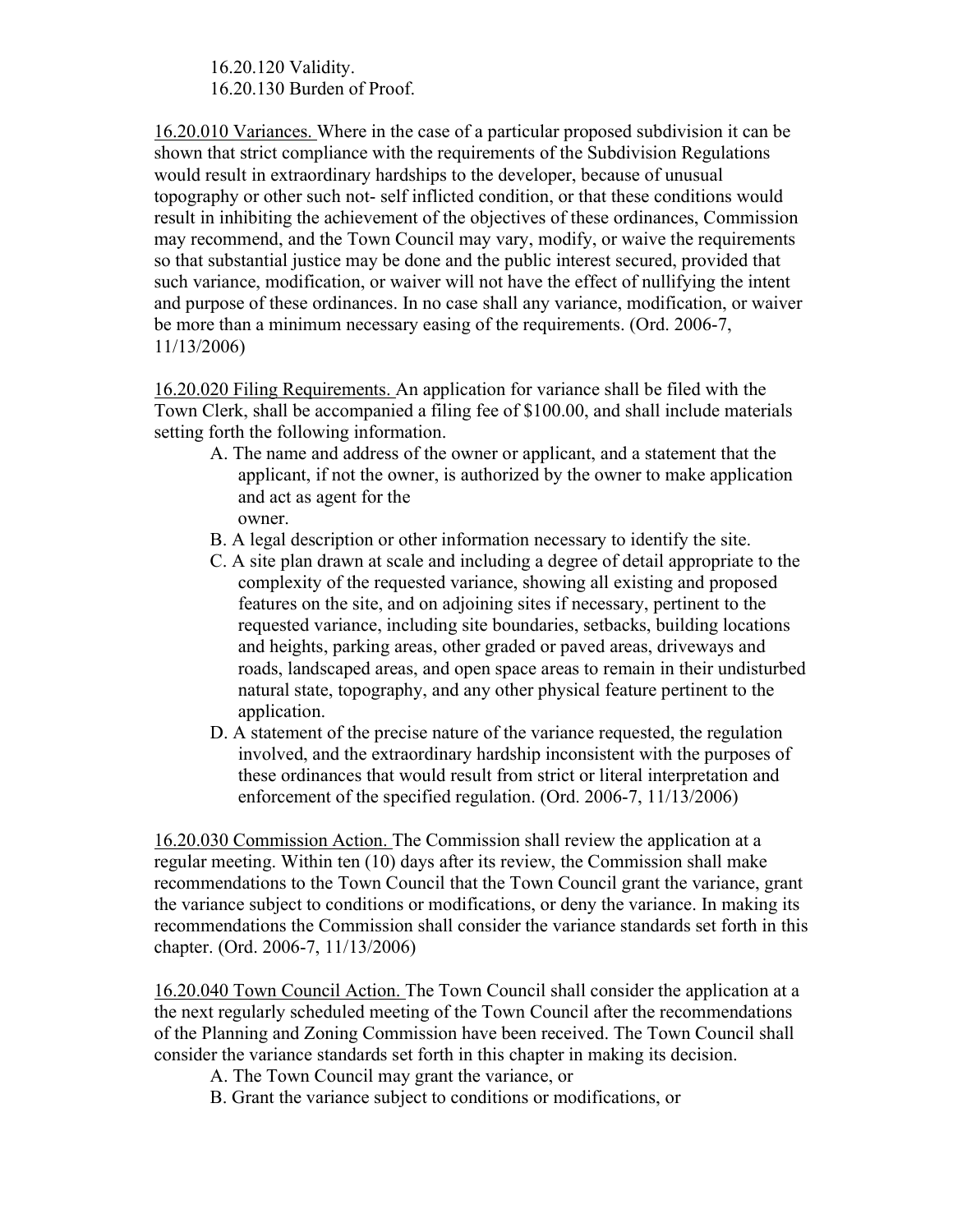16.20.120 Validity.
16.20.130 Burden of Proof.

<u>16.20.010 Variances.</u> Where in the case of a particular proposed subdivision it can be shown that strict compliance with the requirements of the Subdivision Regulations would result in extraordinary hardships to the developer, because of unusual topography or other such not- self inflicted condition, or that these conditions would result in inhibiting the achievement of the objectives of these ordinances, Commission may recommend, and the Town Council may vary, modify, or waive the requirements so that substantial justice may be done and the public interest secured, provided that such variance, modification, or waiver will not have the effect of nullifying the intent and purpose of these ordinances. In no case shall any variance, modification, or waiver be more than a minimum necessary easing of the requirements. (Ord. 2006-7, 11/13/2006)

<u>16.20.020 Filing Requirements.</u> An application for variance shall be filed with the Town Clerk, shall be accompanied a filing fee of $100.00, and shall include materials setting forth the following information.

A. The name and address of the owner or applicant, and a statement that the applicant, if not the owner, is authorized by the owner to make application and act as agent for the owner.
B. A legal description or other information necessary to identify the site.
C. A site plan drawn at scale and including a degree of detail appropriate to the complexity of the requested variance, showing all existing and proposed features on the site, and on adjoining sites if necessary, pertinent to the requested variance, including site boundaries, setbacks, building locations and heights, parking areas, other graded or paved areas, driveways and roads, landscaped areas, and open space areas to remain in their undisturbed natural state, topography, and any other physical feature pertinent to the application.
D. A statement of the precise nature of the variance requested, the regulation involved, and the extraordinary hardship inconsistent with the purposes of these ordinances that would result from strict or literal interpretation and enforcement of the specified regulation. (Ord. 2006-7, 11/13/2006)

<u>16.20.030 Commission Action.</u> The Commission shall review the application at a regular meeting. Within ten (10) days after its review, the Commission shall make recommendations to the Town Council that the Town Council grant the variance, grant the variance subject to conditions or modifications, or deny the variance. In making its recommendations the Commission shall consider the variance standards set forth in this chapter. (Ord. 2006-7, 11/13/2006)

<u>16.20.040 Town Council Action.</u> The Town Council shall consider the application at a the next regularly scheduled meeting of the Town Council after the recommendations of the Planning and Zoning Commission have been received. The Town Council shall consider the variance standards set forth in this chapter in making its decision.

A. The Town Council may grant the variance, or
B. Grant the variance subject to conditions or modifications, or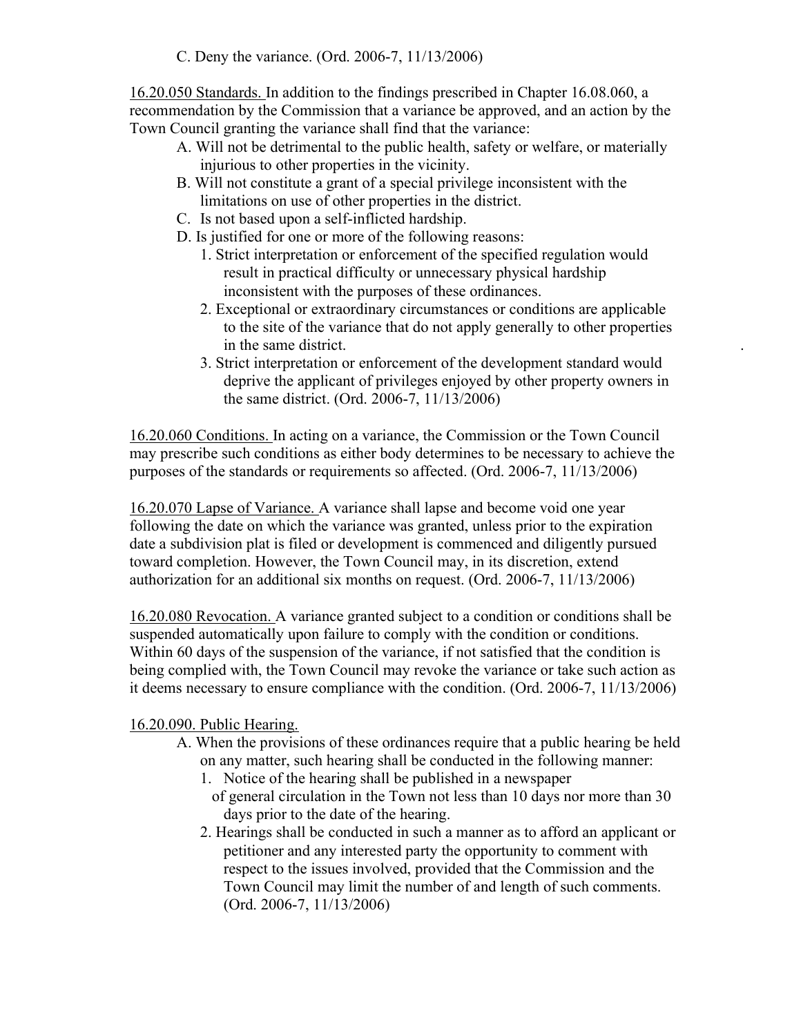C. Deny the variance. (Ord. 2006-7, 11/13/2006)

16.20.050 Standards. In addition to the findings prescribed in Chapter 16.08.060, a recommendation by the Commission that a variance be approved, and an action by the Town Council granting the variance shall find that the variance:

- A. Will not be detrimental to the public health, safety or welfare, or materially injurious to other properties in the vicinity.
- B. Will not constitute a grant of a special privilege inconsistent with the limitations on use of other properties in the district.
- C. Is not based upon a self-inflicted hardship.
- D. Is justified for one or more of the following reasons:
  1. Strict interpretation or enforcement of the specified regulation would result in practical difficulty or unnecessary physical hardship inconsistent with the purposes of these ordinances.
  2. Exceptional or extraordinary circumstances or conditions are applicable to the site of the variance that do not apply generally to other properties in the same district.
  3. Strict interpretation or enforcement of the development standard would deprive the applicant of privileges enjoyed by other property owners in the same district. (Ord. 2006-7, 11/13/2006)

16.20.060 Conditions. In acting on a variance, the Commission or the Town Council may prescribe such conditions as either body determines to be necessary to achieve the purposes of the standards or requirements so affected. (Ord. 2006-7, 11/13/2006)

16.20.070 Lapse of Variance. A variance shall lapse and become void one year following the date on which the variance was granted, unless prior to the expiration date a subdivision plat is filed or development is commenced and diligently pursued toward completion. However, the Town Council may, in its discretion, extend authorization for an additional six months on request. (Ord. 2006-7, 11/13/2006)

16.20.080 Revocation. A variance granted subject to a condition or conditions shall be suspended automatically upon failure to comply with the condition or conditions. Within 60 days of the suspension of the variance, if not satisfied that the condition is being complied with, the Town Council may revoke the variance or take such action as it deems necessary to ensure compliance with the condition. (Ord. 2006-7, 11/13/2006)

16.20.090. Public Hearing.

- A. When the provisions of these ordinances require that a public hearing be held on any matter, such hearing shall be conducted in the following manner:
  1. Notice of the hearing shall be published in a newspaper of general circulation in the Town not less than 10 days nor more than 30 days prior to the date of the hearing.
  2. Hearings shall be conducted in such a manner as to afford an applicant or petitioner and any interested party the opportunity to comment with respect to the issues involved, provided that the Commission and the Town Council may limit the number of and length of such comments. (Ord. 2006-7, 11/13/2006)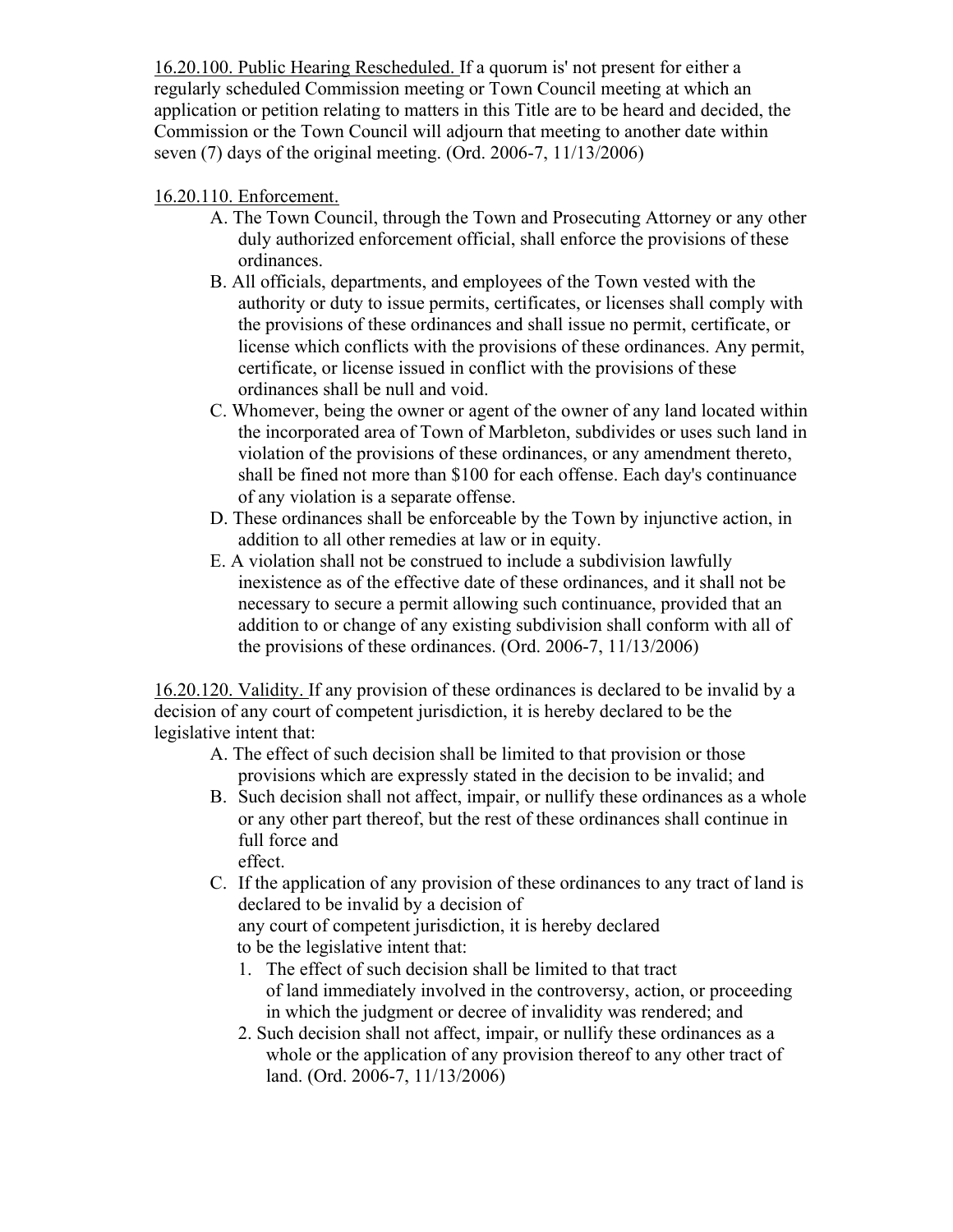<u>16.20.100. Public Hearing Rescheduled.</u> If a quorum is' not present for either a regularly scheduled Commission meeting or Town Council meeting at which an application or petition relating to matters in this Title are to be heard and decided, the Commission or the Town Council will adjourn that meeting to another date within seven (7) days of the original meeting. (Ord. 2006-7, 11/13/2006)

<u>16.20.110. Enforcement.</u>

A. The Town Council, through the Town and Prosecuting Attorney or any other duly authorized enforcement official, shall enforce the provisions of these ordinances.

B. All officials, departments, and employees of the Town vested with the authority or duty to issue permits, certificates, or licenses shall comply with the provisions of these ordinances and shall issue no permit, certificate, or license which conflicts with the provisions of these ordinances. Any permit, certificate, or license issued in conflict with the provisions of these ordinances shall be null and void.

C. Whomever, being the owner or agent of the owner of any land located within the incorporated area of Town of Marbleton, subdivides or uses such land in violation of the provisions of these ordinances, or any amendment thereto, shall be fined not more than $100 for each offense. Each day's continuance of any violation is a separate offense.

D. These ordinances shall be enforceable by the Town by injunctive action, in addition to all other remedies at law or in equity.

E. A violation shall not be construed to include a subdivision lawfully inexistence as of the effective date of these ordinances, and it shall not be necessary to secure a permit allowing such continuance, provided that an addition to or change of any existing subdivision shall conform with all of the provisions of these ordinances. (Ord. 2006-7, 11/13/2006)

<u>16.20.120. Validity.</u> If any provision of these ordinances is declared to be invalid by a decision of any court of competent jurisdiction, it is hereby declared to be the legislative intent that:

A. The effect of such decision shall be limited to that provision or those provisions which are expressly stated in the decision to be invalid; and

B. Such decision shall not affect, impair, or nullify these ordinances as a whole or any other part thereof, but the rest of these ordinances shall continue in full force and effect.

C. If the application of any provision of these ordinances to any tract of land is declared to be invalid by a decision of any court of competent jurisdiction, it is hereby declared to be the legislative intent that:

1. The effect of such decision shall be limited to that tract of land immediately involved in the controversy, action, or proceeding in which the judgment or decree of invalidity was rendered; and
2. Such decision shall not affect, impair, or nullify these ordinances as a whole or the application of any provision thereof to any other tract of land. (Ord. 2006-7, 11/13/2006)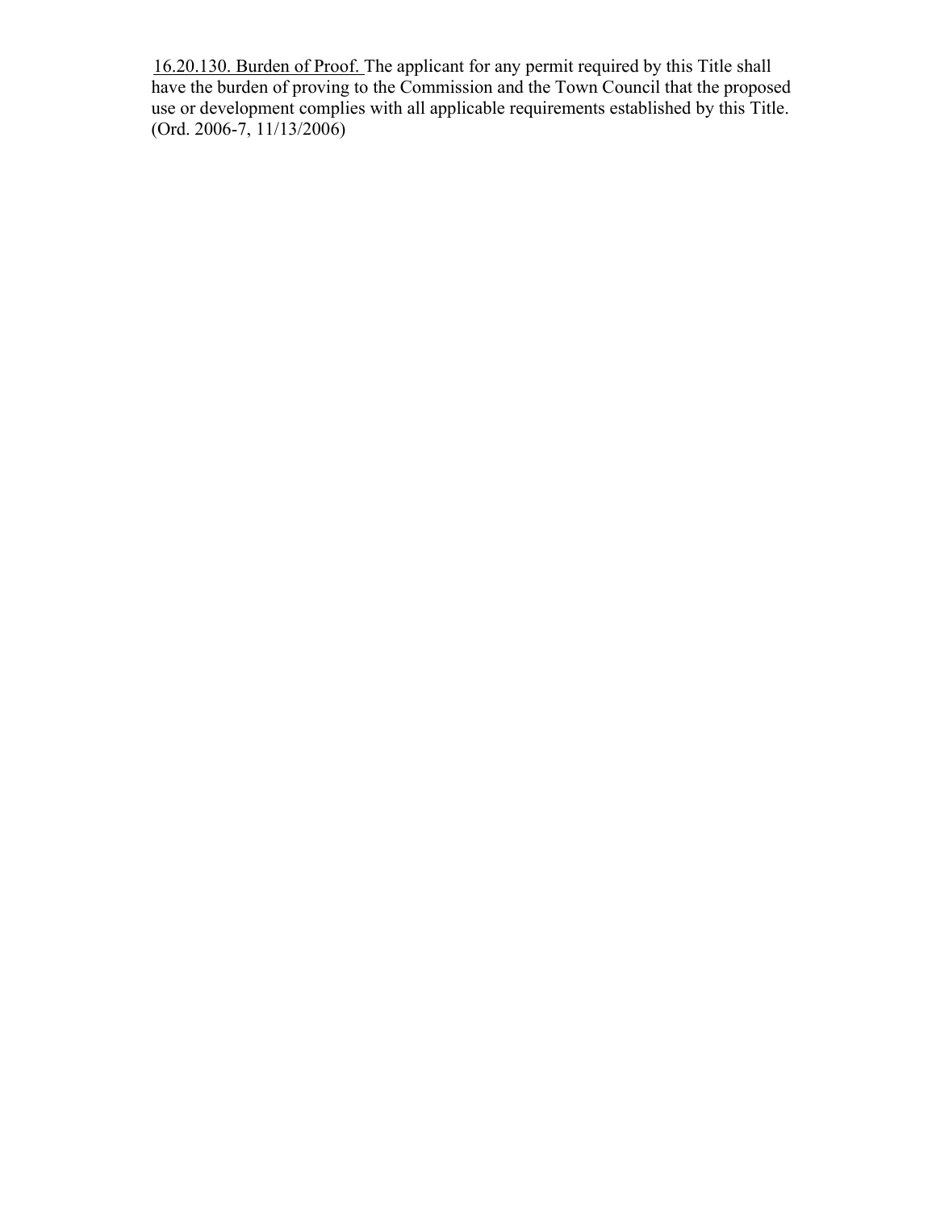16.20.130. Burden of Proof. The applicant for any permit required by this Title shall have the burden of proving to the Commission and the Town Council that the proposed use or development complies with all applicable requirements established by this Title. (Ord. 2006-7, 11/13/2006)